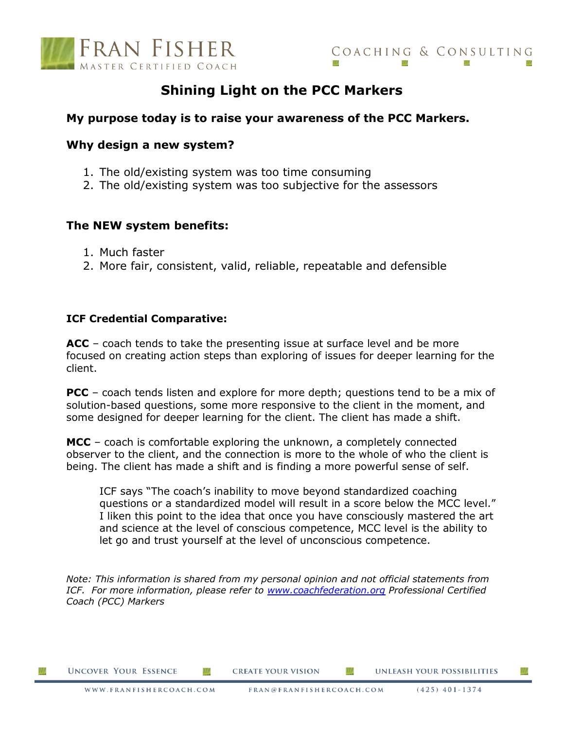# Shining Light on the PCC Markers

**My purpose today is to raise your awareness of the PCC Markers.**

**Why design a new system?**

1. The old/existing system was too time consuming
2. The old/existing system was too subjective for the assessors

**The NEW system benefits:**

1. Much faster
2. More fair, consistent, valid, reliable, repeatable and defensible

**ICF Credential Comparative:**

**ACC** – coach tends to take the presenting issue at surface level and be more focused on creating action steps than exploring of issues for deeper learning for the client.

**PCC** – coach tends listen and explore for more depth; questions tend to be a mix of solution-based questions, some more responsive to the client in the moment, and some designed for deeper learning for the client. The client has made a shift.

**MCC** – coach is comfortable exploring the unknown, a completely connected observer to the client, and the connection is more to the whole of who the client is being. The client has made a shift and is finding a more powerful sense of self.

> ICF says "The coach's inability to move beyond standardized coaching questions or a standardized model will result in a score below the MCC level." I liken this point to the idea that once you have consciously mastered the art and science at the level of conscious competence, MCC level is the ability to let go and trust yourself at the level of unconscious competence.

*Note: This information is shared from my personal opinion and not official statements from ICF. For more information, please refer to [www.coachfederation.org](http://www.coachfederation.org) Professional Certified Coach (PCC) Markers*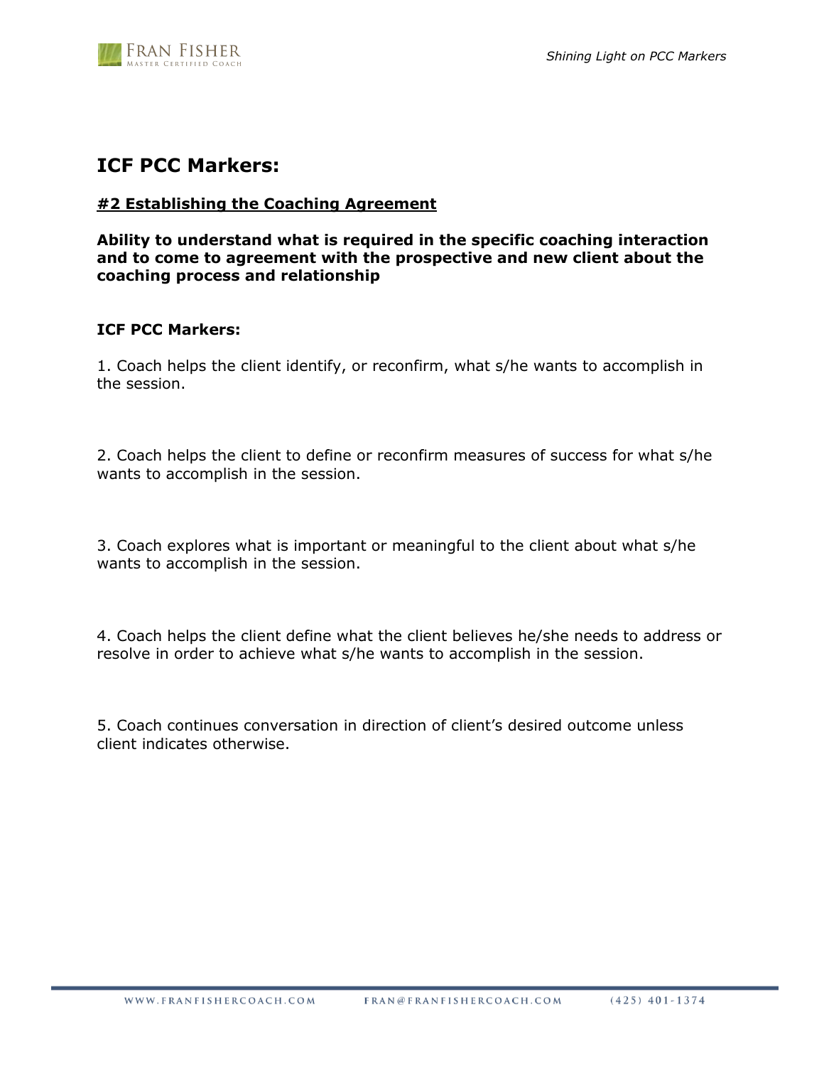## ICF PCC Markers:

### #2 Establishing the Coaching Agreement

**Ability to understand what is required in the specific coaching interaction and to come to agreement with the prospective and new client about the coaching process and relationship**

**ICF PCC Markers:**

1. Coach helps the client identify, or reconfirm, what s/he wants to accomplish in the session.

2. Coach helps the client to define or reconfirm measures of success for what s/he wants to accomplish in the session.

3. Coach explores what is important or meaningful to the client about what s/he wants to accomplish in the session.

4. Coach helps the client define what the client believes he/she needs to address or resolve in order to achieve what s/he wants to accomplish in the session.

5. Coach continues conversation in direction of client's desired outcome unless client indicates otherwise.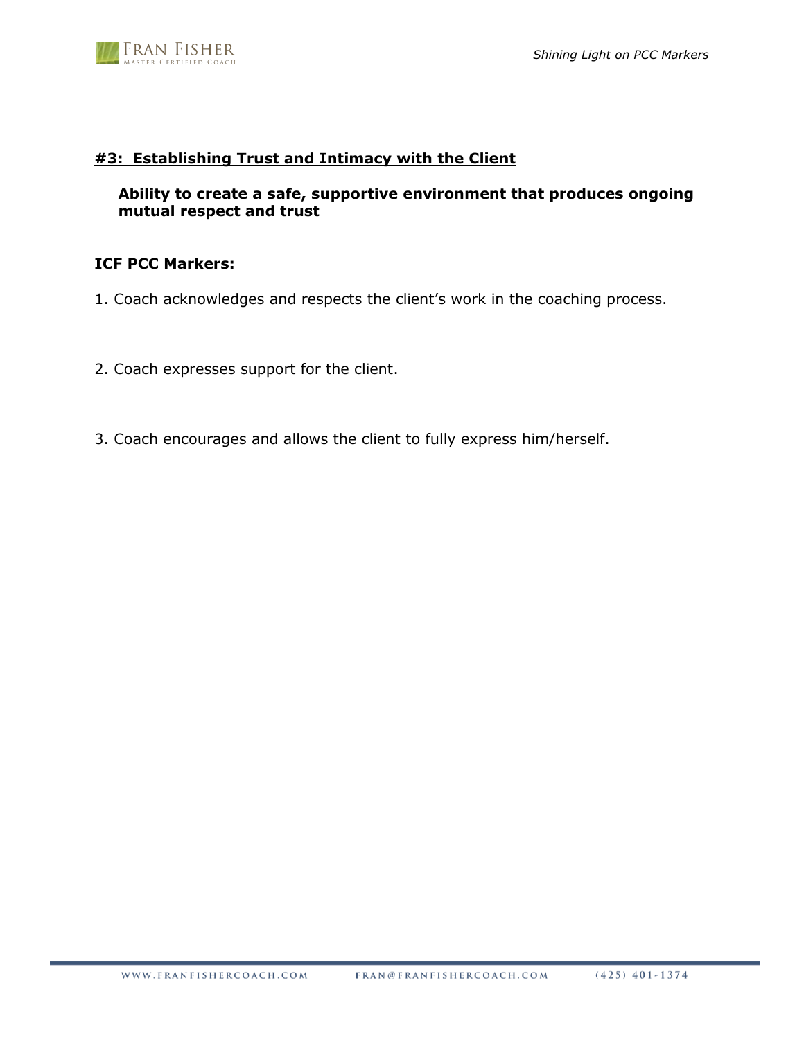## #3: Establishing Trust and Intimacy with the Client

**Ability to create a safe, supportive environment that produces ongoing mutual respect and trust**

**ICF PCC Markers:**

1. Coach acknowledges and respects the client's work in the coaching process.

2. Coach expresses support for the client.

3. Coach encourages and allows the client to fully express him/herself.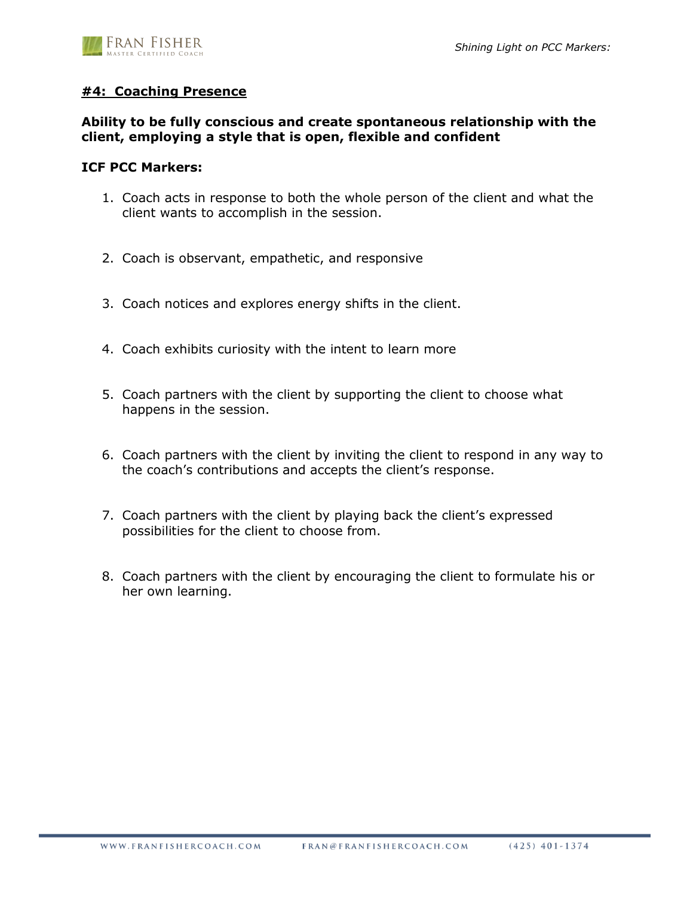## #4: Coaching Presence

**Ability to be fully conscious and create spontaneous relationship with the client, employing a style that is open, flexible and confident**

**ICF PCC Markers:**

1. Coach acts in response to both the whole person of the client and what the client wants to accomplish in the session.
2. Coach is observant, empathetic, and responsive
3. Coach notices and explores energy shifts in the client.
4. Coach exhibits curiosity with the intent to learn more
5. Coach partners with the client by supporting the client to choose what happens in the session.
6. Coach partners with the client by inviting the client to respond in any way to the coach's contributions and accepts the client's response.
7. Coach partners with the client by playing back the client's expressed possibilities for the client to choose from.
8. Coach partners with the client by encouraging the client to formulate his or her own learning.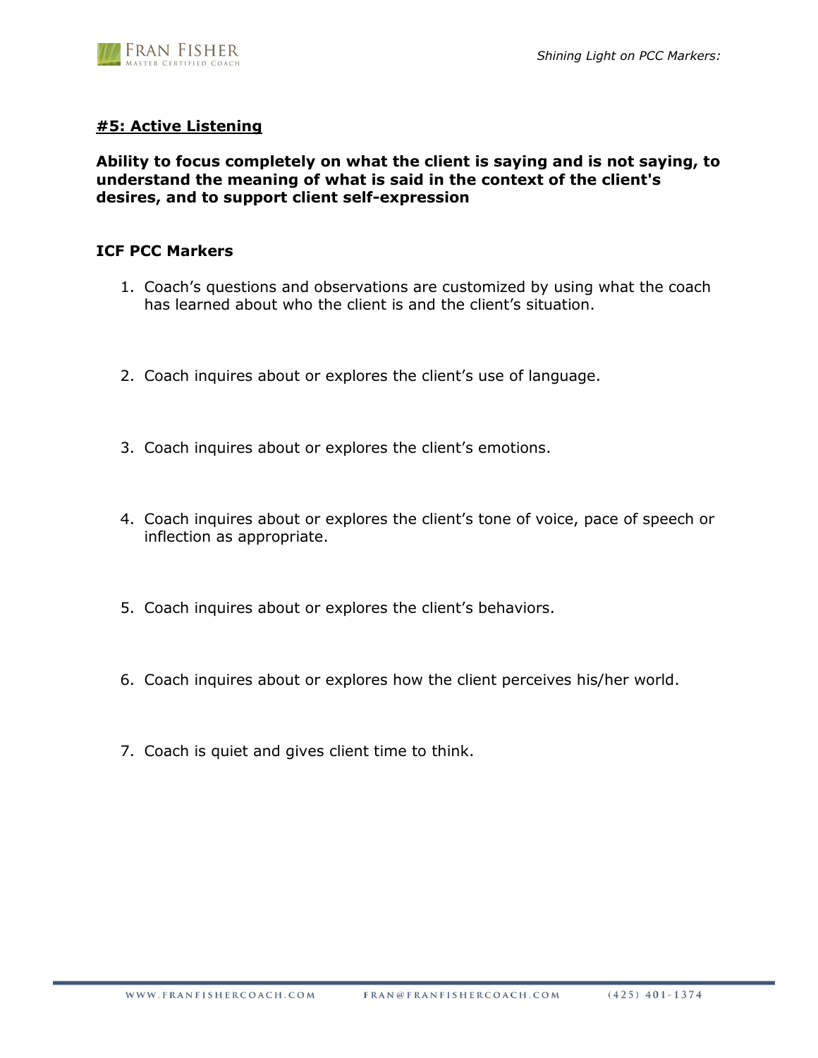## #5: Active Listening

**Ability to focus completely on what the client is saying and is not saying, to understand the meaning of what is said in the context of the client's desires, and to support client self-expression**

### ICF PCC Markers

1. Coach's questions and observations are customized by using what the coach has learned about who the client is and the client's situation.

2. Coach inquires about or explores the client's use of language.

3. Coach inquires about or explores the client's emotions.

4. Coach inquires about or explores the client's tone of voice, pace of speech or inflection as appropriate.

5. Coach inquires about or explores the client's behaviors.

6. Coach inquires about or explores how the client perceives his/her world.

7. Coach is quiet and gives client time to think.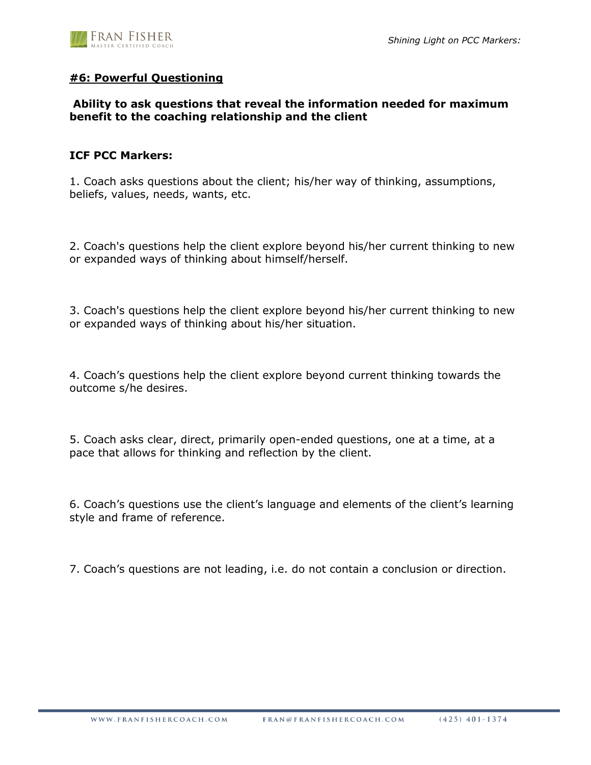## **#6: Powerful Questioning**

**Ability to ask questions that reveal the information needed for maximum benefit to the coaching relationship and the client**

**ICF PCC Markers:**

1. Coach asks questions about the client; his/her way of thinking, assumptions, beliefs, values, needs, wants, etc.

2. Coach's questions help the client explore beyond his/her current thinking to new or expanded ways of thinking about himself/herself.

3. Coach's questions help the client explore beyond his/her current thinking to new or expanded ways of thinking about his/her situation.

4. Coach's questions help the client explore beyond current thinking towards the outcome s/he desires.

5. Coach asks clear, direct, primarily open-ended questions, one at a time, at a pace that allows for thinking and reflection by the client.

6. Coach's questions use the client's language and elements of the client's learning style and frame of reference.

7. Coach's questions are not leading, i.e. do not contain a conclusion or direction.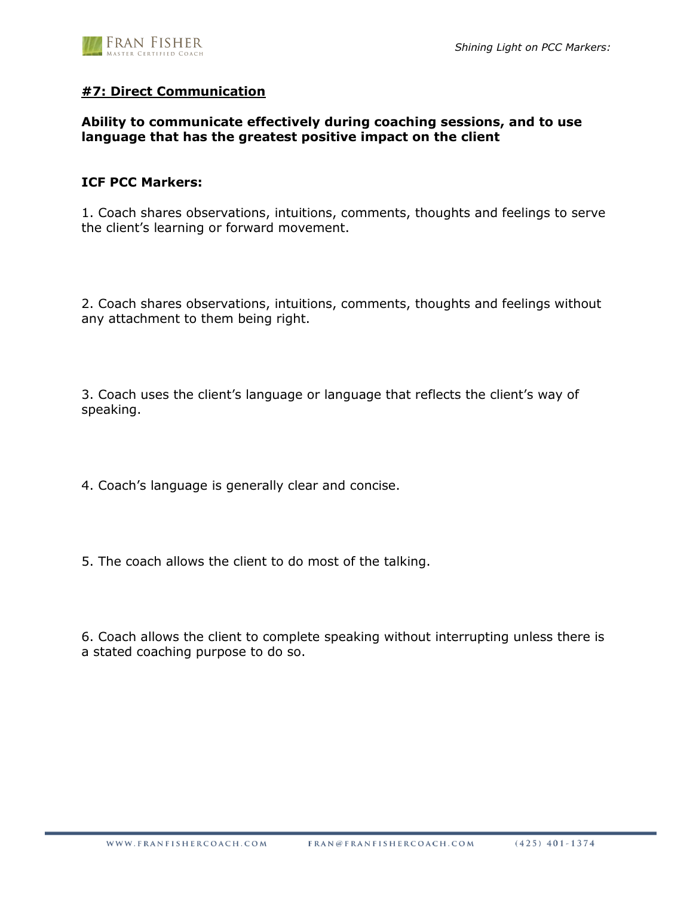## <u>#7: Direct Communication</u>

**Ability to communicate effectively during coaching sessions, and to use language that has the greatest positive impact on the client**

**ICF PCC Markers:**

1. Coach shares observations, intuitions, comments, thoughts and feelings to serve the client's learning or forward movement.

2. Coach shares observations, intuitions, comments, thoughts and feelings without any attachment to them being right.

3. Coach uses the client's language or language that reflects the client's way of speaking.

4. Coach's language is generally clear and concise.

5. The coach allows the client to do most of the talking.

6. Coach allows the client to complete speaking without interrupting unless there is a stated coaching purpose to do so.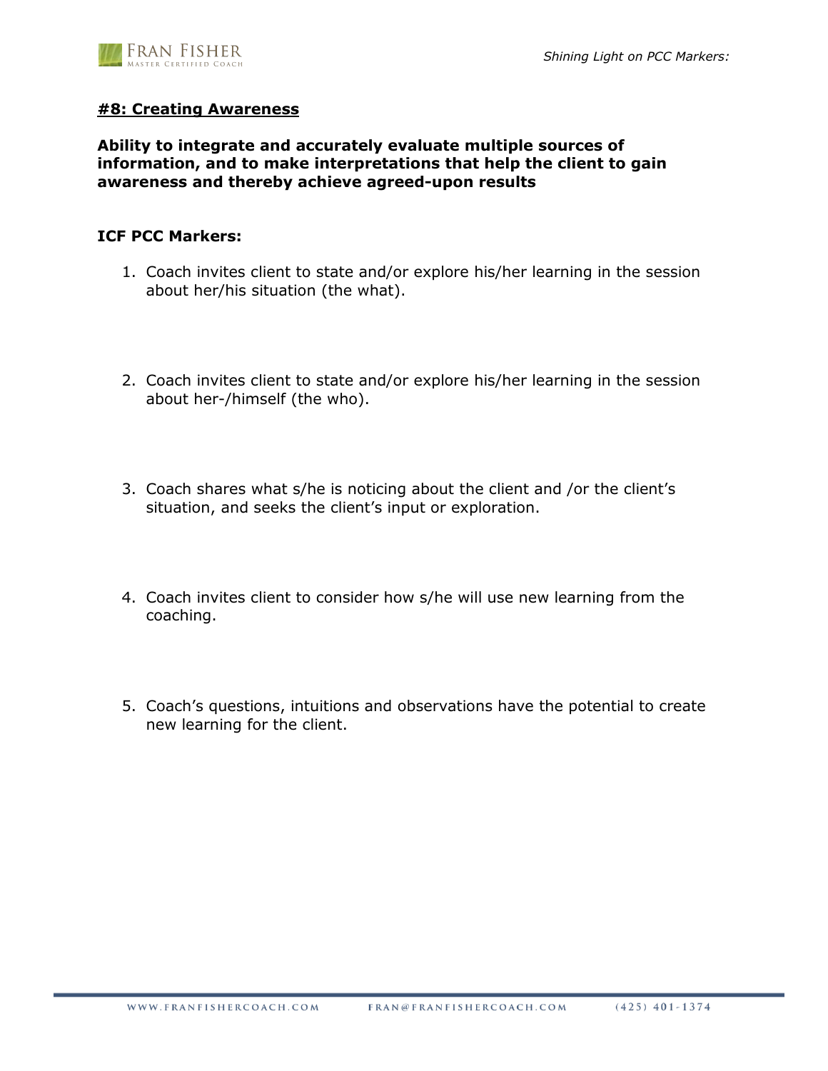## #8: Creating Awareness

**Ability to integrate and accurately evaluate multiple sources of information, and to make interpretations that help the client to gain awareness and thereby achieve agreed-upon results**

**ICF PCC Markers:**

1. Coach invites client to state and/or explore his/her learning in the session about her/his situation (the what).

2. Coach invites client to state and/or explore his/her learning in the session about her-/himself (the who).

3. Coach shares what s/he is noticing about the client and /or the client's situation, and seeks the client's input or exploration.

4. Coach invites client to consider how s/he will use new learning from the coaching.

5. Coach's questions, intuitions and observations have the potential to create new learning for the client.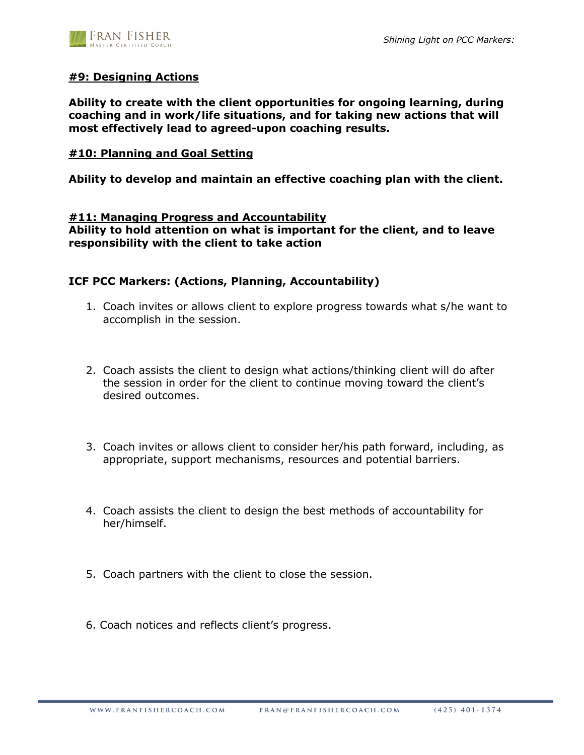**#9: Designing Actions**

**Ability to create with the client opportunities for ongoing learning, during coaching and in work/life situations, and for taking new actions that will most effectively lead to agreed-upon coaching results.**

**#10: Planning and Goal Setting**

**Ability to develop and maintain an effective coaching plan with the client.**

**#11: Managing Progress and Accountability**

**Ability to hold attention on what is important for the client, and to leave responsibility with the client to take action**

**ICF PCC Markers: (Actions, Planning, Accountability)**

1. Coach invites or allows client to explore progress towards what s/he want to accomplish in the session.

2. Coach assists the client to design what actions/thinking client will do after the session in order for the client to continue moving toward the client's desired outcomes.

3. Coach invites or allows client to consider her/his path forward, including, as appropriate, support mechanisms, resources and potential barriers.

4. Coach assists the client to design the best methods of accountability for her/himself.

5. Coach partners with the client to close the session.

6. Coach notices and reflects client's progress.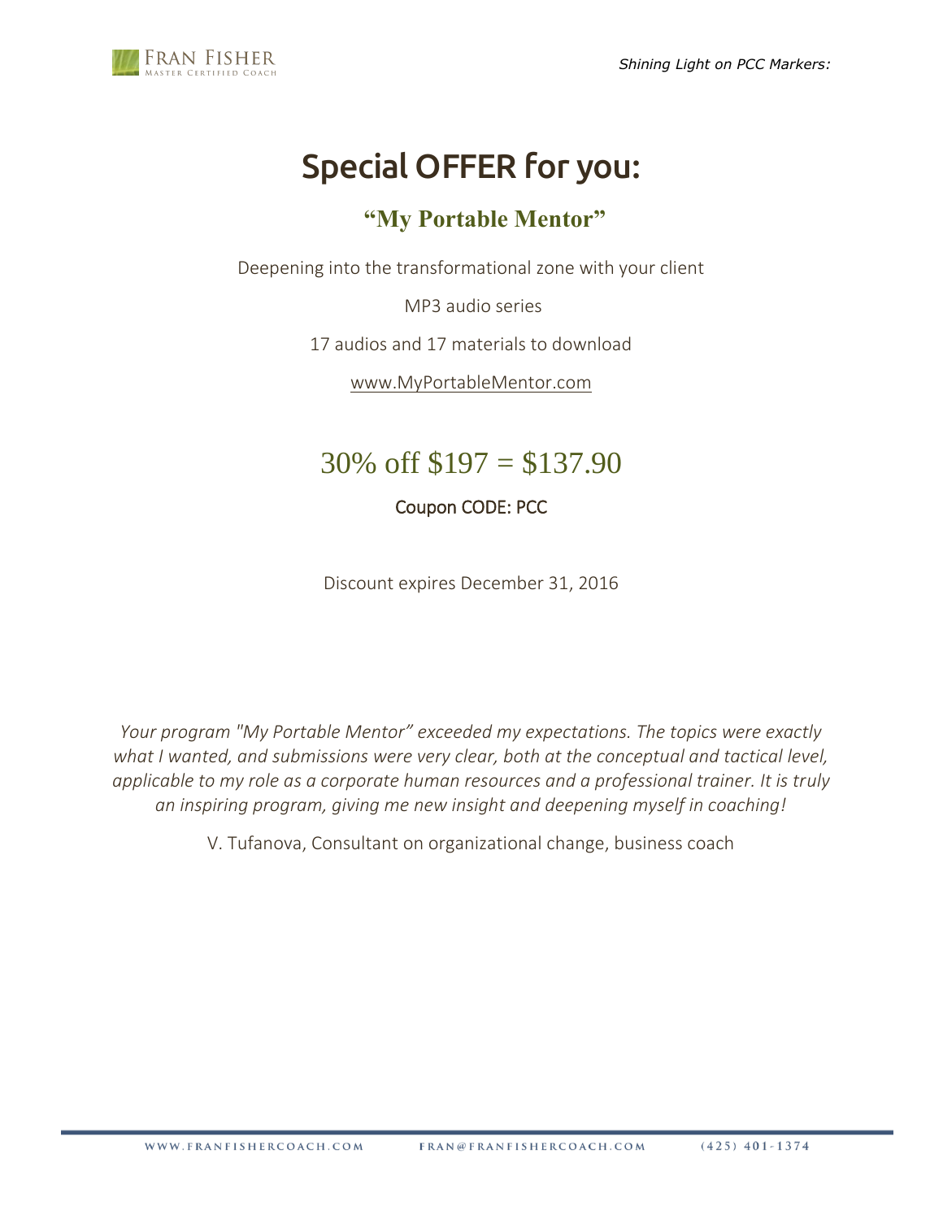# Special OFFER for you:

## "My Portable Mentor"

Deepening into the transformational zone with your client

MP3 audio series

17 audios and 17 materials to download

www.MyPortableMentor.com

## 30% off $197 = $137.90

Coupon CODE: PCC

Discount expires December 31, 2016

*Your program "My Portable Mentor" exceeded my expectations. The topics were exactly what I wanted, and submissions were very clear, both at the conceptual and tactical level, applicable to my role as a corporate human resources and a professional trainer. It is truly an inspiring program, giving me new insight and deepening myself in coaching!*

V. Tufanova, Consultant on organizational change, business coach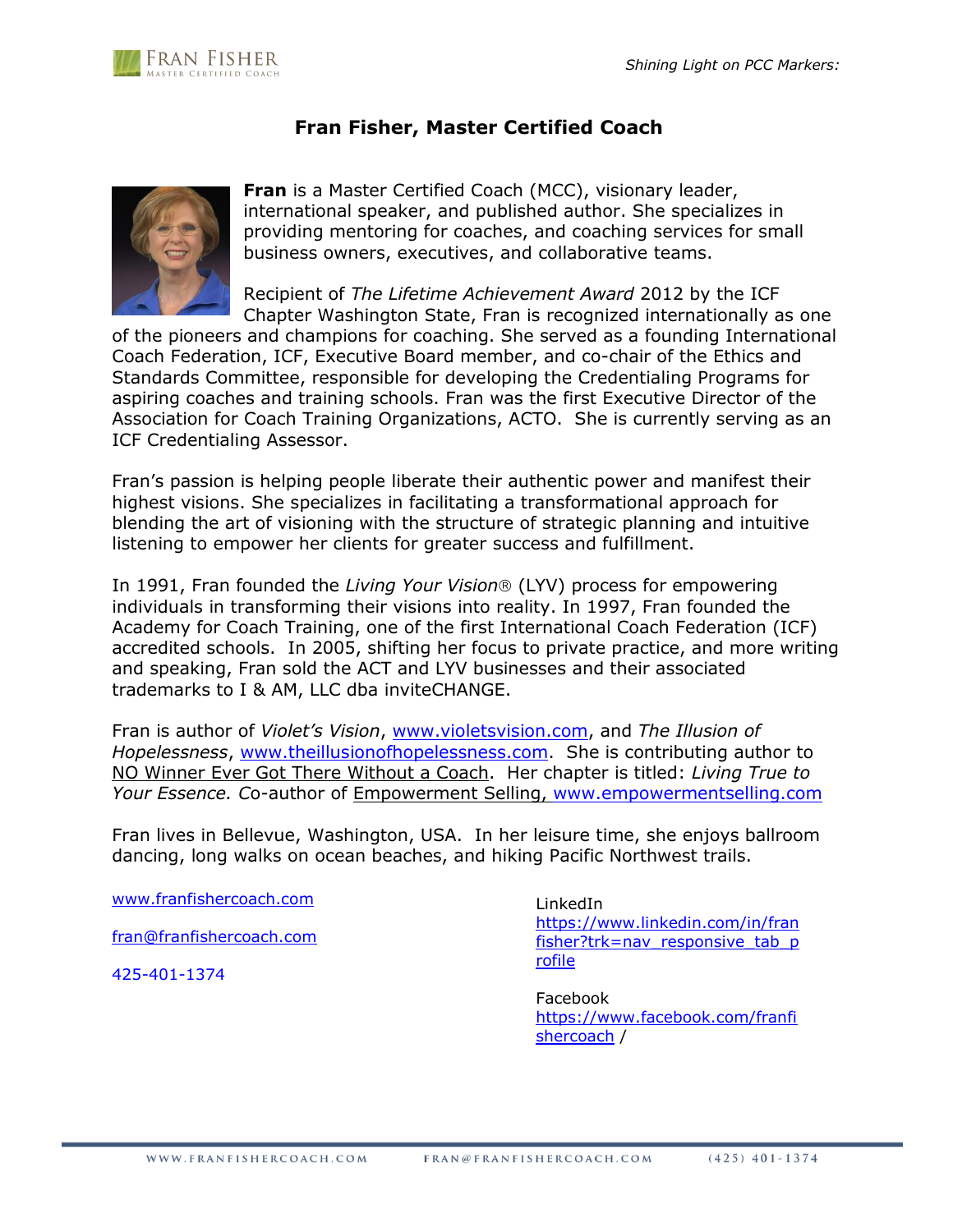# Fran Fisher, Master Certified Coach

**Fran** is a Master Certified Coach (MCC), visionary leader, international speaker, and published author. She specializes in providing mentoring for coaches, and coaching services for small business owners, executives, and collaborative teams.

Recipient of *The Lifetime Achievement Award* 2012 by the ICF Chapter Washington State, Fran is recognized internationally as one of the pioneers and champions for coaching. She served as a founding International Coach Federation, ICF, Executive Board member, and co-chair of the Ethics and Standards Committee, responsible for developing the Credentialing Programs for aspiring coaches and training schools. Fran was the first Executive Director of the Association for Coach Training Organizations, ACTO. She is currently serving as an ICF Credentialing Assessor.

Fran's passion is helping people liberate their authentic power and manifest their highest visions. She specializes in facilitating a transformational approach for blending the art of visioning with the structure of strategic planning and intuitive listening to empower her clients for greater success and fulfillment.

In 1991, Fran founded the *Living Your Vision*® (LYV) process for empowering individuals in transforming their visions into reality. In 1997, Fran founded the Academy for Coach Training, one of the first International Coach Federation (ICF) accredited schools. In 2005, shifting her focus to private practice, and more writing and speaking, Fran sold the ACT and LYV businesses and their associated trademarks to I & AM, LLC dba inviteCHANGE.

Fran is author of *Violet's Vision*, www.violetsvision.com, and *The Illusion of Hopelessness*, www.theillusionofhopelessness.com. She is contributing author to NO Winner Ever Got There Without a Coach. Her chapter is titled: *Living True to Your Essence.* Co-author of Empowerment Selling, www.empowermentselling.com

Fran lives in Bellevue, Washington, USA. In her leisure time, she enjoys ballroom dancing, long walks on ocean beaches, and hiking Pacific Northwest trails.

www.franfishercoach.com

fran@franfishercoach.com

425-401-1374

LinkedIn
https://www.linkedin.com/in/franfisher?trk=nav_responsive_tab_profile

Facebook
https://www.facebook.com/franfishercoach /